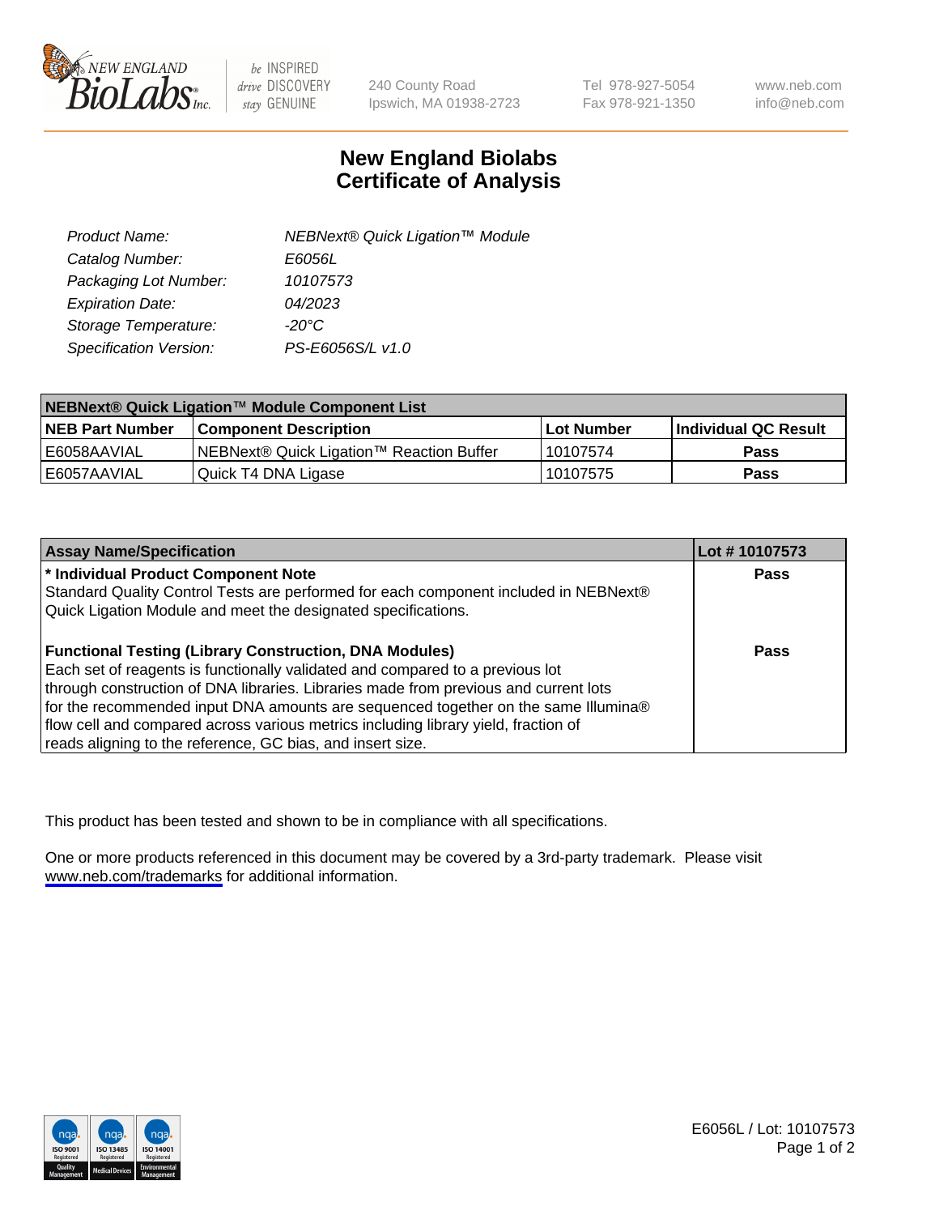New England BioLabs Inc. — be INSPIRED drive DISCOVERY stay GENUINE

240 County Road
Ipswich, MA 01938-2723

Tel 978-927-5054
Fax 978-921-1350

www.neb.com
info@neb.com

# New England Biolabs Certificate of Analysis

| | |
|---|---|
| *Product Name:* | *NEBNext® Quick Ligation™ Module* |
| *Catalog Number:* | *E6056L* |
| *Packaging Lot Number:* | *10107573* |
| *Expiration Date:* | *04/2023* |
| *Storage Temperature:* | *-20°C* |
| *Specification Version:* | *PS-E6056S/L v1.0* |

| NEBNext® Quick Ligation™ Module Component List | | | |
|---|---|---|---|
| **NEB Part Number** | **Component Description** | **Lot Number** | **Individual QC Result** |
| E6058AAVIAL | NEBNext® Quick Ligation™ Reaction Buffer | 10107574 | **Pass** |
| E6057AAVIAL | Quick T4 DNA Ligase | 10107575 | **Pass** |

| Assay Name/Specification | Lot # 10107573 |
|---|---|
| **\* Individual Product Component Note**<br>Standard Quality Control Tests are performed for each component included in NEBNext® Quick Ligation Module and meet the designated specifications. | **Pass** |
| **Functional Testing (Library Construction, DNA Modules)**<br>Each set of reagents is functionally validated and compared to a previous lot through construction of DNA libraries. Libraries made from previous and current lots for the recommended input DNA amounts are sequenced together on the same Illumina® flow cell and compared across various metrics including library yield, fraction of reads aligning to the reference, GC bias, and insert size. | **Pass** |

This product has been tested and shown to be in compliance with all specifications.

One or more products referenced in this document may be covered by a 3rd-party trademark. Please visit www.neb.com/trademarks for additional information.

E6056L / Lot: 10107573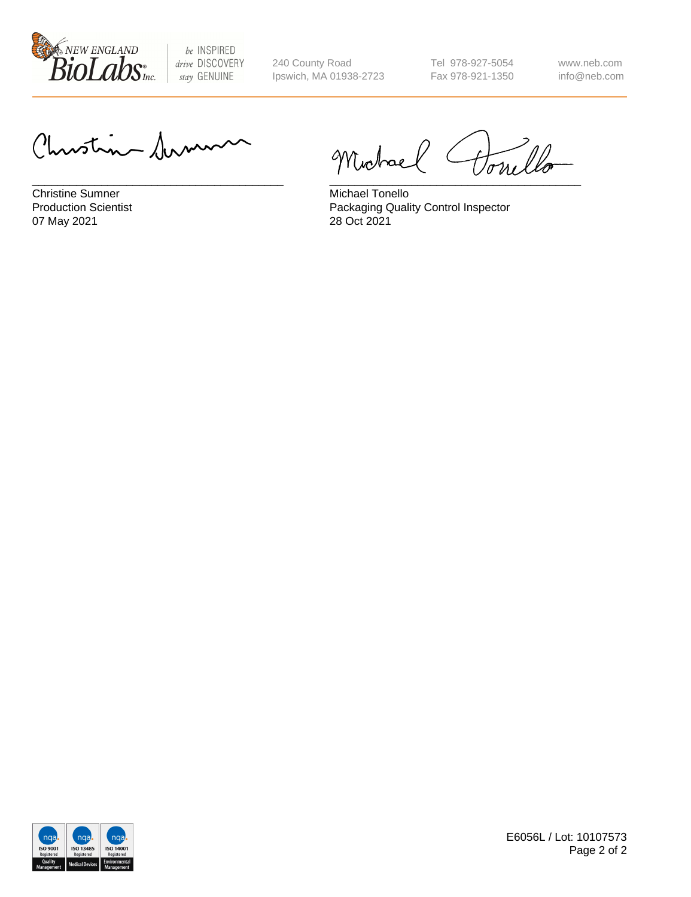Christine Sumner
Production Scientist
07 May 2021

Michael Tonello
Packaging Quality Control Inspector
28 Oct 2021

E6056L / Lot: 10107573